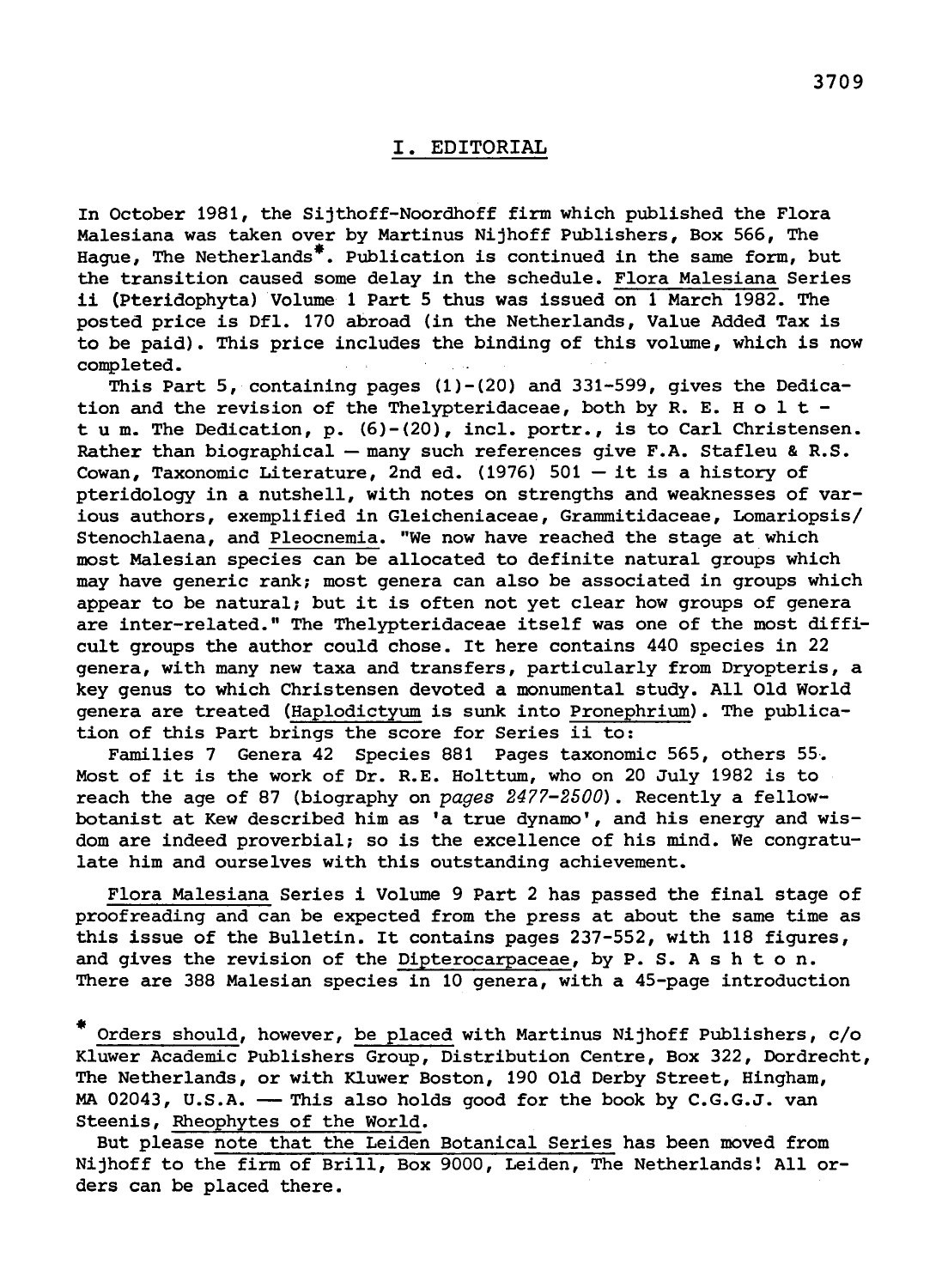# I. EDITORIAL

In October 1981, the Sijthoff-Noordhoff firm which published the Flora Malesiana was taken over by Martinus Nijhoff Publishers, Box 566, The Hague, The Netherlands*. Publication is continued in the same form, but the transition caused some delay in the schedule. Flora Malesiana Series ii (Pteridophyta) Volume 1 Part 5 thus was issued on 1 March 1982. The posted price is Dfl. 170 abroad (in the Netherlands, Value Added Tax is to be paid). This price includes the binding of this volume, which is now completed.

This Part 5, containing pages (1)-(20) and 331-599, gives the Dedication and the revision of the Thelypteridaceae, both by R. E. H o l t t u m. The Dedication, p. (6)-(20), incl. portr., is to Carl Christensen. Rather than biographical — many such references give F.A. Stafleu & R.S. Cowan, Taxonomic Literature, 2nd ed. (1976) 501 — it is a history of pteridology in a nutshell, with notes on strengths and weaknesses of various authors, exemplified in Gleicheniaceae, Grammitidaceae, Lomariopsis/ Stenochlaena, and Pleocnemia. "We now have reached the stage at which most Malesian species can be allocated to definite natural groups which may have generic rank; most genera can also be associated in groups which appear to be natural; but it is often not yet clear how groups of genera are inter-related." The Thelypteridaceae itself was one of the most difficult groups the author could chose. It here contains 440 species in 22 genera, with many new taxa and transfers, particularly from Dryopteris, a key genus to which Christensen devoted a monumental study. All Old World genera are treated (Haplodictyum is sunk into Pronephrium). The publication of this Part brings the score for Series ii to:

Families 7 Genera 42 Species 881 Pages taxonomic 565, others 55. Most of it is the work of Dr. R.E. Holttum, who on 20 July 1982 is to reach the age of 87 (biography on *pages 2477-2500*). Recently a fellow-botanist at Kew described him as 'a true dynamo', and his energy and wisdom are indeed proverbial; so is the excellence of his mind. We congratulate him and ourselves with this outstanding achievement.

Flora Malesiana Series i Volume 9 Part 2 has passed the final stage of proofreading and can be expected from the press at about the same time as this issue of the Bulletin. It contains pages 237-552, with 118 figures, and gives the revision of the Dipterocarpaceae, by P. S. A s h t o n. There are 388 Malesian species in 10 genera, with a 45-page introduction

* Orders should, however, be placed with Martinus Nijhoff Publishers, c/o Kluwer Academic Publishers Group, Distribution Centre, Box 322, Dordrecht, The Netherlands, or with Kluwer Boston, 190 Old Derby Street, Hingham, MA 02043, U.S.A. — This also holds good for the book by C.G.G.J. van Steenis, Rheophytes of the World.

But please note that the Leiden Botanical Series has been moved from Nijhoff to the firm of Brill, Box 9000, Leiden, The Netherlands! All orders can be placed there.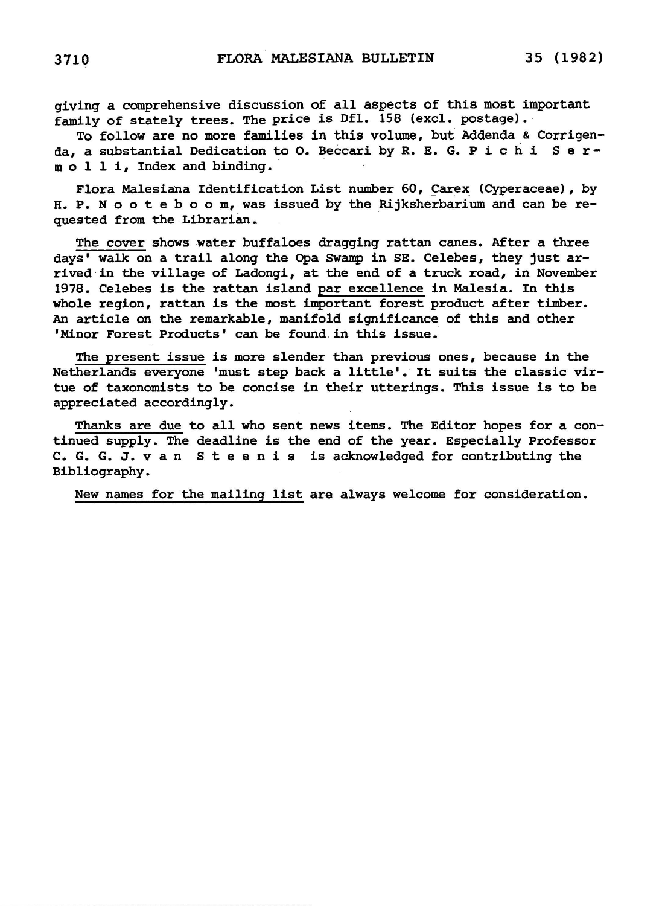giving a comprehensive discussion of all aspects of this most important family of stately trees. The price is Dfl. 158 (excl. postage).

To follow are no more families in this volume, but Addenda & Corrigenda, a substantial Dedication to O. Beccari by R. E. G. Pichi Sermolli, Index and binding.

Flora Malesiana Identification List number 60, Carex (Cyperaceae), by H. P. Nooteboom, was issued by the Rijksherbarium and can be requested from the Librarian.

The cover shows water buffaloes dragging rattan canes. After a three days' walk on a trail along the Opa Swamp in SE. Celebes, they just arrived in the village of Ladongi, at the end of a truck road, in November 1978. Celebes is the rattan island par excellence in Malesia. In this whole region, rattan is the most important forest product after timber. An article on the remarkable, manifold significance of this and other 'Minor Forest Products' can be found in this issue.

The present issue is more slender than previous ones, because in the Netherlands everyone 'must step back a little'. It suits the classic virtue of taxonomists to be concise in their utterings. This issue is to be appreciated accordingly.

Thanks are due to all who sent news items. The Editor hopes for a continued supply. The deadline is the end of the year. Especially Professor C. G. G. J. van Steenis is acknowledged for contributing the Bibliography.

New names for the mailing list are always welcome for consideration.